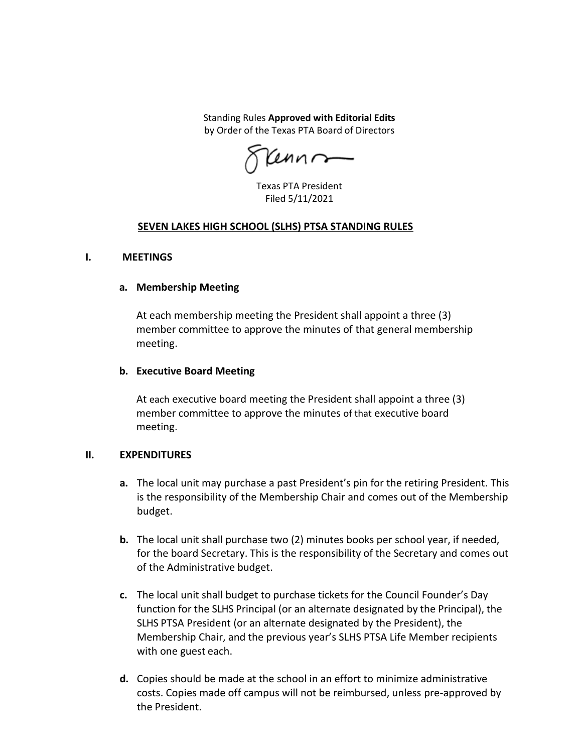Standing Rules **Approved with Editorial Edits**
by Order of the Texas PTA Board of Directors

Texas PTA President
Filed 5/11/2021

# SEVEN LAKES HIGH SCHOOL (SLHS) PTSA STANDING RULES

## I. MEETINGS

### a. Membership Meeting

At each membership meeting the President shall appoint a three (3) member committee to approve the minutes of that general membership meeting.

### b. Executive Board Meeting

At each executive board meeting the President shall appoint a three (3) member committee to approve the minutes of that executive board meeting.

## II. EXPENDITURES

**a.** The local unit may purchase a past President's pin for the retiring President. This is the responsibility of the Membership Chair and comes out of the Membership budget.

**b.** The local unit shall purchase two (2) minutes books per school year, if needed, for the board Secretary. This is the responsibility of the Secretary and comes out of the Administrative budget.

**c.** The local unit shall budget to purchase tickets for the Council Founder's Day function for the SLHS Principal (or an alternate designated by the Principal), the SLHS PTSA President (or an alternate designated by the President), the Membership Chair, and the previous year's SLHS PTSA Life Member recipients with one guest each.

**d.** Copies should be made at the school in an effort to minimize administrative costs. Copies made off campus will not be reimbursed, unless pre-approved by the President.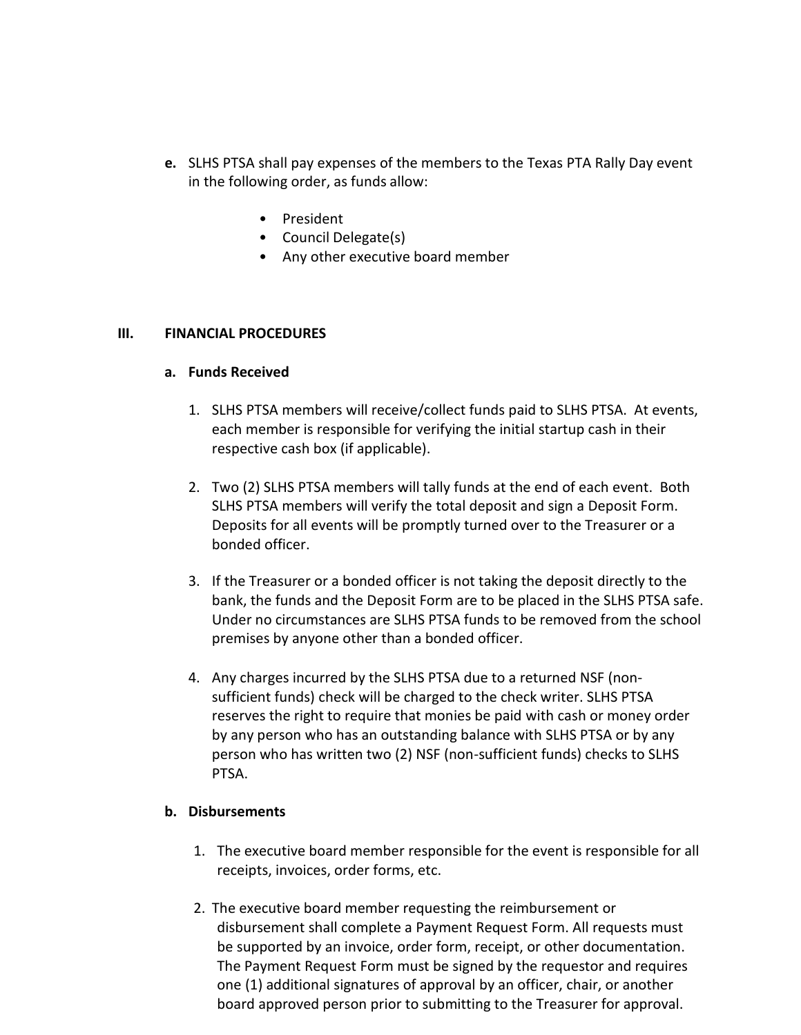**e.** SLHS PTSA shall pay expenses of the members to the Texas PTA Rally Day event in the following order, as funds allow:

- President
- Council Delegate(s)
- Any other executive board member

## III. FINANCIAL PROCEDURES

### a. Funds Received

1. SLHS PTSA members will receive/collect funds paid to SLHS PTSA. At events, each member is responsible for verifying the initial startup cash in their respective cash box (if applicable).

2. Two (2) SLHS PTSA members will tally funds at the end of each event. Both SLHS PTSA members will verify the total deposit and sign a Deposit Form. Deposits for all events will be promptly turned over to the Treasurer or a bonded officer.

3. If the Treasurer or a bonded officer is not taking the deposit directly to the bank, the funds and the Deposit Form are to be placed in the SLHS PTSA safe. Under no circumstances are SLHS PTSA funds to be removed from the school premises by anyone other than a bonded officer.

4. Any charges incurred by the SLHS PTSA due to a returned NSF (non-sufficient funds) check will be charged to the check writer. SLHS PTSA reserves the right to require that monies be paid with cash or money order by any person who has an outstanding balance with SLHS PTSA or by any person who has written two (2) NSF (non-sufficient funds) checks to SLHS PTSA.

### b. Disbursements

1. The executive board member responsible for the event is responsible for all receipts, invoices, order forms, etc.

2. The executive board member requesting the reimbursement or disbursement shall complete a Payment Request Form. All requests must be supported by an invoice, order form, receipt, or other documentation. The Payment Request Form must be signed by the requestor and requires one (1) additional signatures of approval by an officer, chair, or another board approved person prior to submitting to the Treasurer for approval.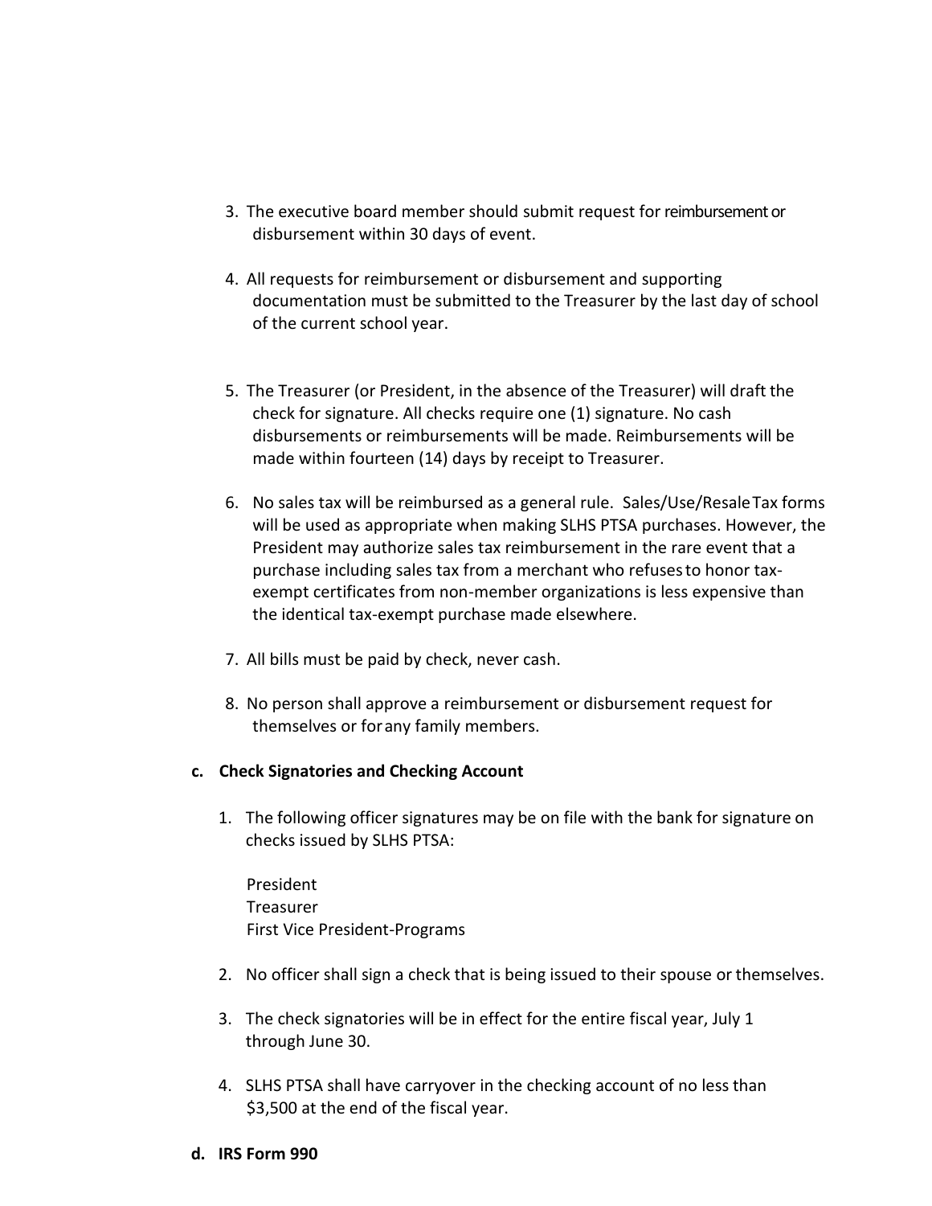3. The executive board member should submit request for reimbursement or disbursement within 30 days of event.

4. All requests for reimbursement or disbursement and supporting documentation must be submitted to the Treasurer by the last day of school of the current school year.

5. The Treasurer (or President, in the absence of the Treasurer) will draft the check for signature. All checks require one (1) signature. No cash disbursements or reimbursements will be made. Reimbursements will be made within fourteen (14) days by receipt to Treasurer.

6. No sales tax will be reimbursed as a general rule. Sales/Use/Resale Tax forms will be used as appropriate when making SLHS PTSA purchases. However, the President may authorize sales tax reimbursement in the rare event that a purchase including sales tax from a merchant who refuses to honor tax-exempt certificates from non-member organizations is less expensive than the identical tax-exempt purchase made elsewhere.

7. All bills must be paid by check, never cash.

8. No person shall approve a reimbursement or disbursement request for themselves or for any family members.

**c. Check Signatories and Checking Account**

1. The following officer signatures may be on file with the bank for signature on checks issued by SLHS PTSA:

   President
   Treasurer
   First Vice President-Programs

2. No officer shall sign a check that is being issued to their spouse or themselves.

3. The check signatories will be in effect for the entire fiscal year, July 1 through June 30.

4. SLHS PTSA shall have carryover in the checking account of no less than $3,500 at the end of the fiscal year.

**d. IRS Form 990**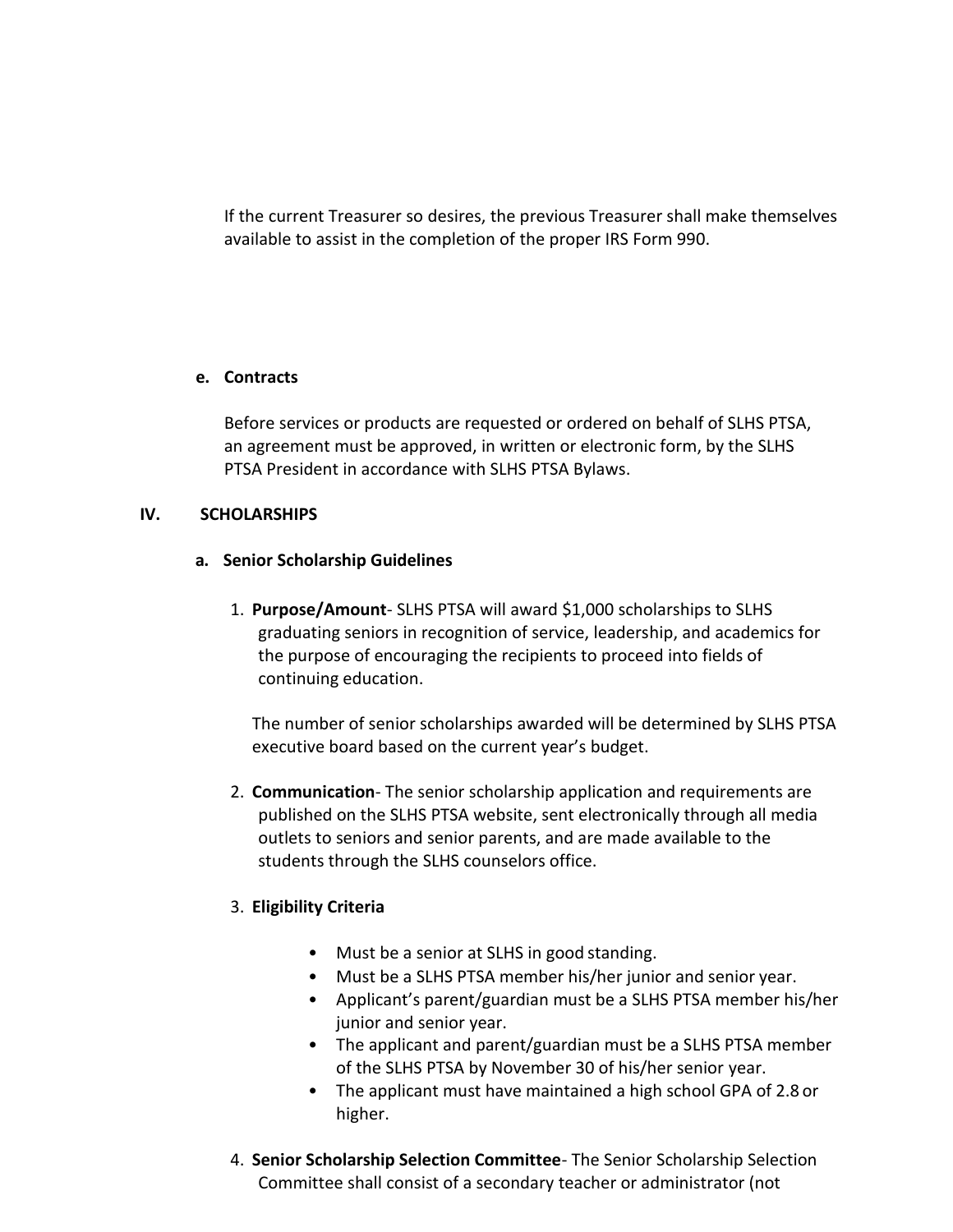If the current Treasurer so desires, the previous Treasurer shall make themselves available to assist in the completion of the proper IRS Form 990.

**e. Contracts**

Before services or products are requested or ordered on behalf of SLHS PTSA, an agreement must be approved, in written or electronic form, by the SLHS PTSA President in accordance with SLHS PTSA Bylaws.

## IV. SCHOLARSHIPS

### a. Senior Scholarship Guidelines

1. **Purpose/Amount**- SLHS PTSA will award $1,000 scholarships to SLHS graduating seniors in recognition of service, leadership, and academics for the purpose of encouraging the recipients to proceed into fields of continuing education.

   The number of senior scholarships awarded will be determined by SLHS PTSA executive board based on the current year's budget.

2. **Communication**- The senior scholarship application and requirements are published on the SLHS PTSA website, sent electronically through all media outlets to seniors and senior parents, and are made available to the students through the SLHS counselors office.

3. **Eligibility Criteria**

   - Must be a senior at SLHS in good standing.
   - Must be a SLHS PTSA member his/her junior and senior year.
   - Applicant's parent/guardian must be a SLHS PTSA member his/her junior and senior year.
   - The applicant and parent/guardian must be a SLHS PTSA member of the SLHS PTSA by November 30 of his/her senior year.
   - The applicant must have maintained a high school GPA of 2.8 or higher.

4. **Senior Scholarship Selection Committee**- The Senior Scholarship Selection Committee shall consist of a secondary teacher or administrator (not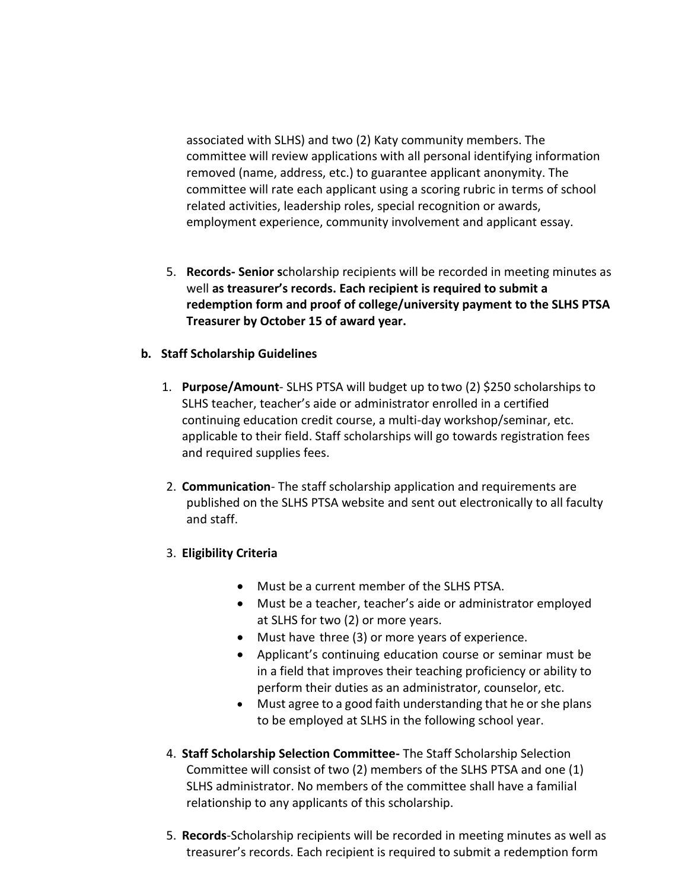associated with SLHS) and two (2) Katy community members. The committee will review applications with all personal identifying information removed (name, address, etc.) to guarantee applicant anonymity. The committee will rate each applicant using a scoring rubric in terms of school related activities, leadership roles, special recognition or awards, employment experience, community involvement and applicant essay.

5. **Records- Senior s**cholarship recipients will be recorded in meeting minutes as well **as treasurer's records. Each recipient is required to submit a redemption form and proof of college/university payment to the SLHS PTSA Treasurer by October 15 of award year.**

**b. Staff Scholarship Guidelines**

1. **Purpose/Amount**- SLHS PTSA will budget up to two (2) $250 scholarships to SLHS teacher, teacher's aide or administrator enrolled in a certified continuing education credit course, a multi-day workshop/seminar, etc. applicable to their field. Staff scholarships will go towards registration fees and required supplies fees.

2. **Communication**- The staff scholarship application and requirements are published on the SLHS PTSA website and sent out electronically to all faculty and staff.

3. **Eligibility Criteria**

   - Must be a current member of the SLHS PTSA.
   - Must be a teacher, teacher's aide or administrator employed at SLHS for two (2) or more years.
   - Must have three (3) or more years of experience.
   - Applicant's continuing education course or seminar must be in a field that improves their teaching proficiency or ability to perform their duties as an administrator, counselor, etc.
   - Must agree to a good faith understanding that he or she plans to be employed at SLHS in the following school year.

4. **Staff Scholarship Selection Committee-** The Staff Scholarship Selection Committee will consist of two (2) members of the SLHS PTSA and one (1) SLHS administrator. No members of the committee shall have a familial relationship to any applicants of this scholarship.

5. **Records**-Scholarship recipients will be recorded in meeting minutes as well as treasurer's records. Each recipient is required to submit a redemption form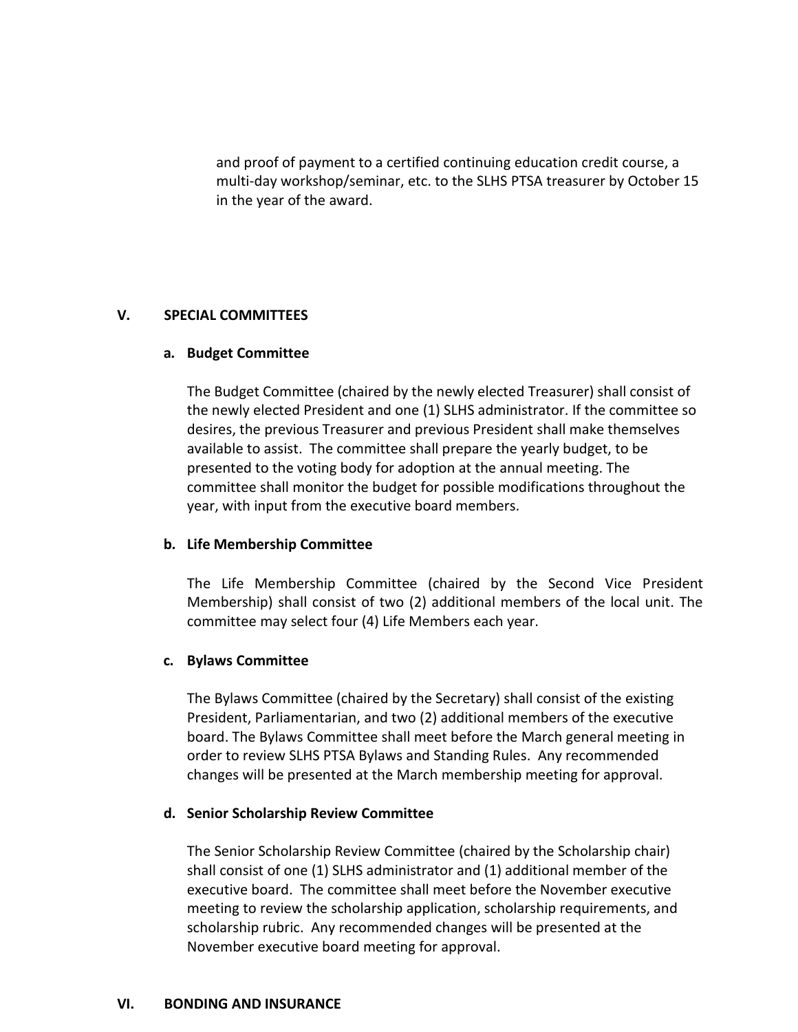and proof of payment to a certified continuing education credit course, a multi-day workshop/seminar, etc. to the SLHS PTSA treasurer by October 15 in the year of the award.

## V. SPECIAL COMMITTEES

### a. Budget Committee

The Budget Committee (chaired by the newly elected Treasurer) shall consist of the newly elected President and one (1) SLHS administrator. If the committee so desires, the previous Treasurer and previous President shall make themselves available to assist. The committee shall prepare the yearly budget, to be presented to the voting body for adoption at the annual meeting. The committee shall monitor the budget for possible modifications throughout the year, with input from the executive board members.

### b. Life Membership Committee

The Life Membership Committee (chaired by the Second Vice President Membership) shall consist of two (2) additional members of the local unit. The committee may select four (4) Life Members each year.

### c. Bylaws Committee

The Bylaws Committee (chaired by the Secretary) shall consist of the existing President, Parliamentarian, and two (2) additional members of the executive board. The Bylaws Committee shall meet before the March general meeting in order to review SLHS PTSA Bylaws and Standing Rules. Any recommended changes will be presented at the March membership meeting for approval.

### d. Senior Scholarship Review Committee

The Senior Scholarship Review Committee (chaired by the Scholarship chair) shall consist of one (1) SLHS administrator and (1) additional member of the executive board. The committee shall meet before the November executive meeting to review the scholarship application, scholarship requirements, and scholarship rubric. Any recommended changes will be presented at the November executive board meeting for approval.

## VI. BONDING AND INSURANCE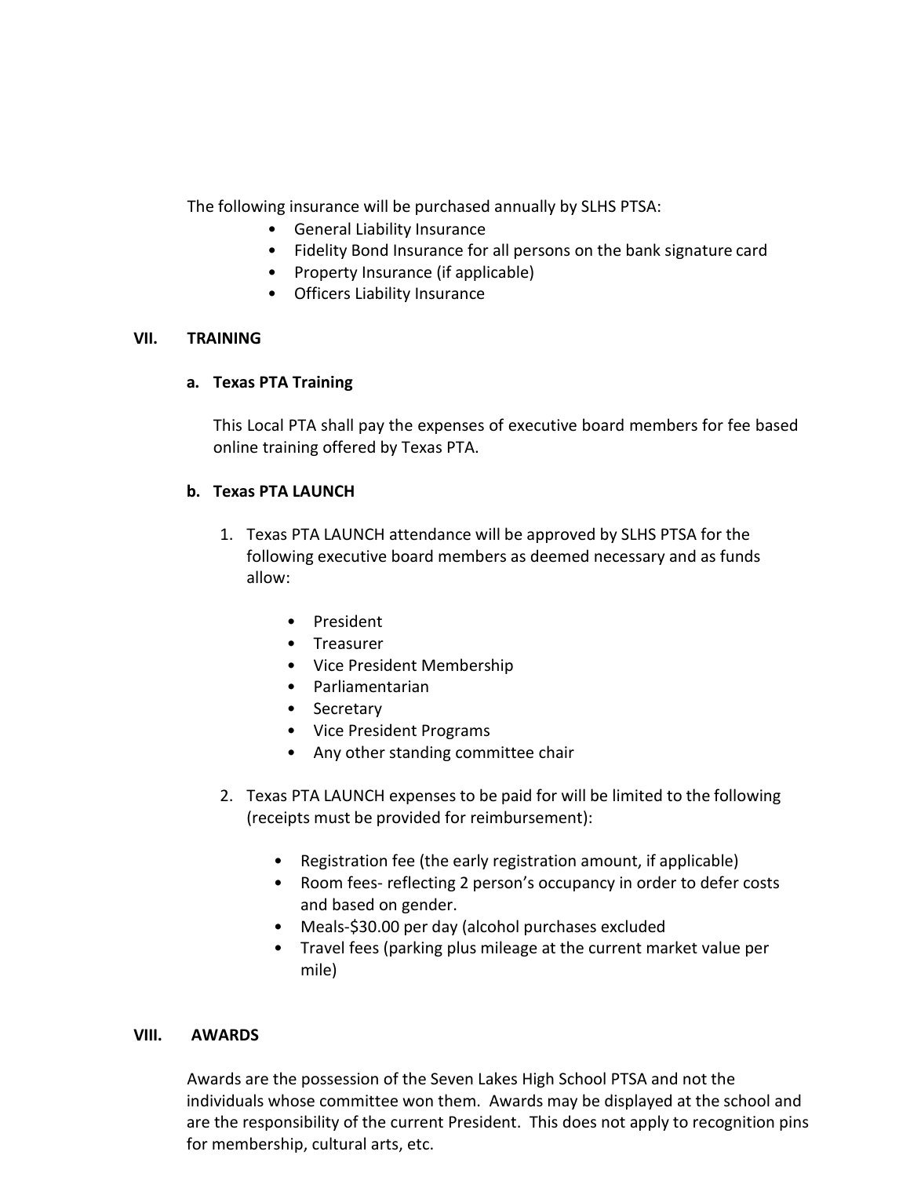The following insurance will be purchased annually by SLHS PTSA:

- General Liability Insurance
- Fidelity Bond Insurance for all persons on the bank signature card
- Property Insurance (if applicable)
- Officers Liability Insurance

## VII. TRAINING

### a. Texas PTA Training

This Local PTA shall pay the expenses of executive board members for fee based online training offered by Texas PTA.

### b. Texas PTA LAUNCH

1. Texas PTA LAUNCH attendance will be approved by SLHS PTSA for the following executive board members as deemed necessary and as funds allow:

   - President
   - Treasurer
   - Vice President Membership
   - Parliamentarian
   - Secretary
   - Vice President Programs
   - Any other standing committee chair

2. Texas PTA LAUNCH expenses to be paid for will be limited to the following (receipts must be provided for reimbursement):

   - Registration fee (the early registration amount, if applicable)
   - Room fees- reflecting 2 person's occupancy in order to defer costs and based on gender.
   - Meals-$30.00 per day (alcohol purchases excluded
   - Travel fees (parking plus mileage at the current market value per mile)

## VIII. AWARDS

Awards are the possession of the Seven Lakes High School PTSA and not the individuals whose committee won them. Awards may be displayed at the school and are the responsibility of the current President. This does not apply to recognition pins for membership, cultural arts, etc.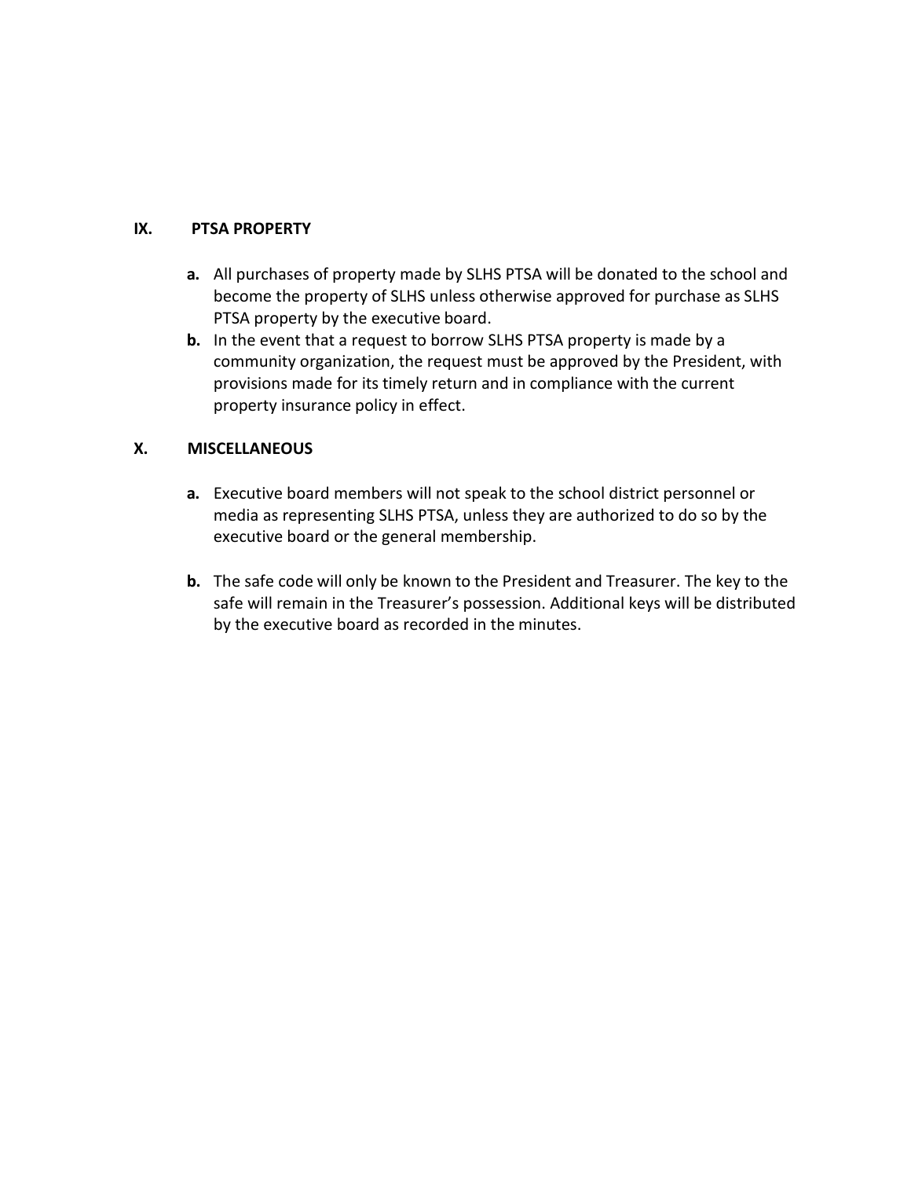## IX. PTSA PROPERTY

- **a.** All purchases of property made by SLHS PTSA will be donated to the school and become the property of SLHS unless otherwise approved for purchase as SLHS PTSA property by the executive board.
- **b.** In the event that a request to borrow SLHS PTSA property is made by a community organization, the request must be approved by the President, with provisions made for its timely return and in compliance with the current property insurance policy in effect.

## X. MISCELLANEOUS

- **a.** Executive board members will not speak to the school district personnel or media as representing SLHS PTSA, unless they are authorized to do so by the executive board or the general membership.

- **b.** The safe code will only be known to the President and Treasurer. The key to the safe will remain in the Treasurer's possession. Additional keys will be distributed by the executive board as recorded in the minutes.